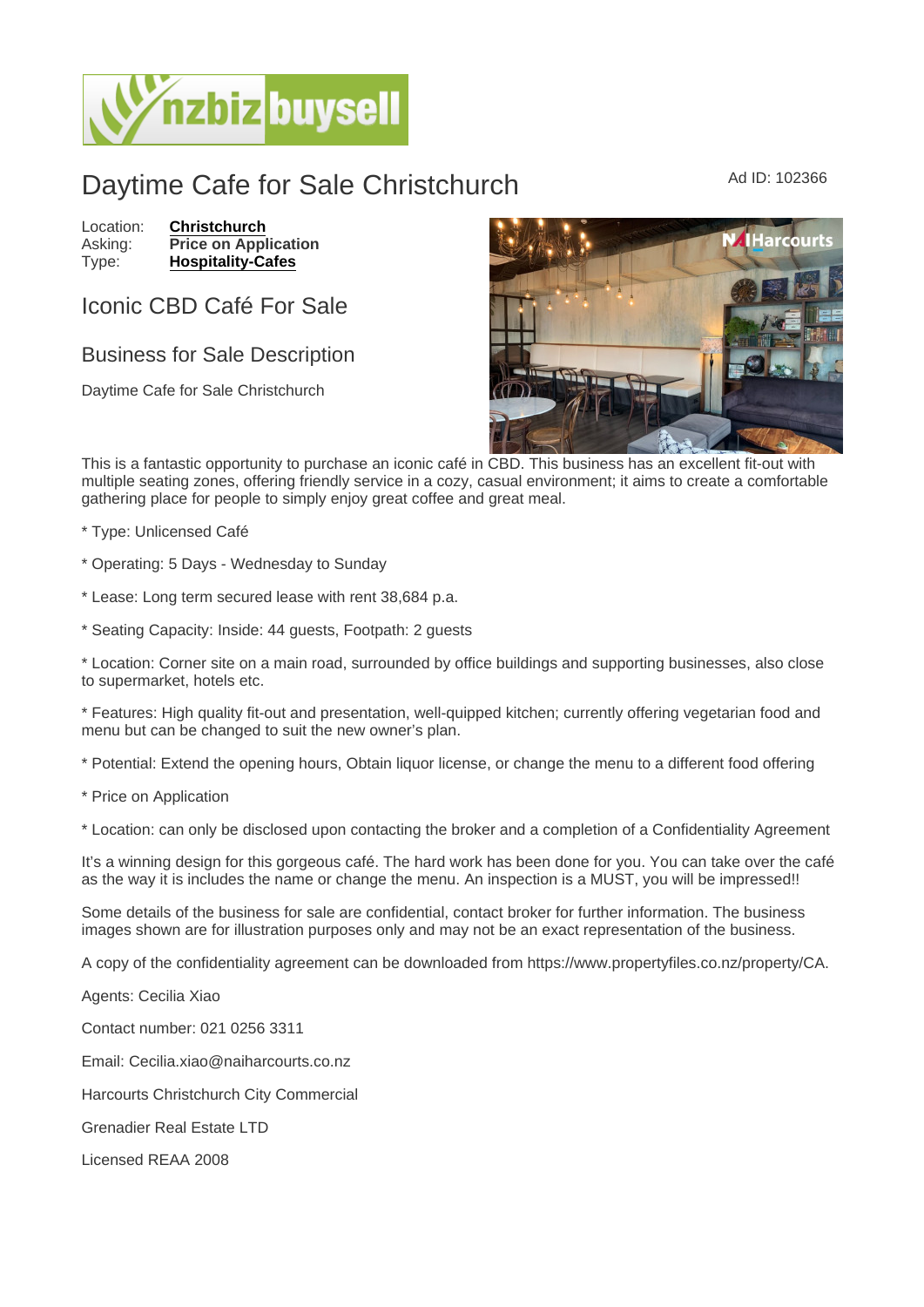# Daytime Cafe for Sale Christchurch

Ad ID: 102366

Location: **Christchurch**
Asking: **Price on Application**
Type: **Hospitality-Cafes**

## Iconic CBD Café For Sale

## Business for Sale Description

Daytime Cafe for Sale Christchurch

This is a fantastic opportunity to purchase an iconic café in CBD. This business has an excellent fit-out with multiple seating zones, offering friendly service in a cozy, casual environment; it aims to create a comfortable gathering place for people to simply enjoy great coffee and great meal.

* Type: Unlicensed Café

* Operating: 5 Days - Wednesday to Sunday

* Lease: Long term secured lease with rent 38,684 p.a.

* Seating Capacity: Inside: 44 guests, Footpath: 2 guests

* Location: Corner site on a main road, surrounded by office buildings and supporting businesses, also close to supermarket, hotels etc.

* Features: High quality fit-out and presentation, well-quipped kitchen; currently offering vegetarian food and menu but can be changed to suit the new owner's plan.

* Potential: Extend the opening hours, Obtain liquor license, or change the menu to a different food offering

* Price on Application

* Location: can only be disclosed upon contacting the broker and a completion of a Confidentiality Agreement

It's a winning design for this gorgeous café. The hard work has been done for you. You can take over the café as the way it is includes the name or change the menu. An inspection is a MUST, you will be impressed!!

Some details of the business for sale are confidential, contact broker for further information. The business images shown are for illustration purposes only and may not be an exact representation of the business.

A copy of the confidentiality agreement can be downloaded from https://www.propertyfiles.co.nz/property/CA.

Agents: Cecilia Xiao

Contact number: 021 0256 3311

Email: Cecilia.xiao@naiharcourts.co.nz

Harcourts Christchurch City Commercial

Grenadier Real Estate LTD

Licensed REAA 2008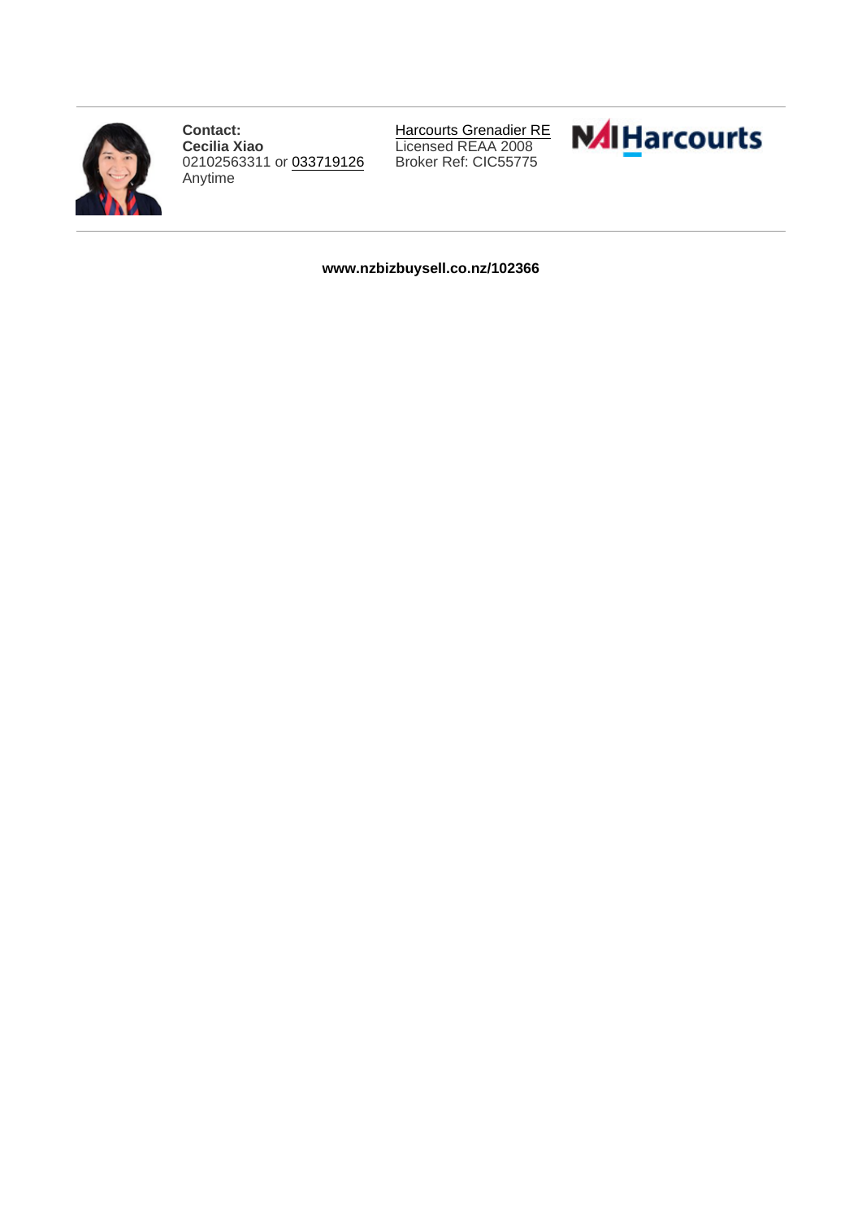**Contact:**
**Cecilia Xiao**
02102563311 or 033719126
Anytime

Harcourts Grenadier RE
Licensed REAA 2008
Broker Ref: CIC55775

**www.nzbizbuysell.co.nz/102366**